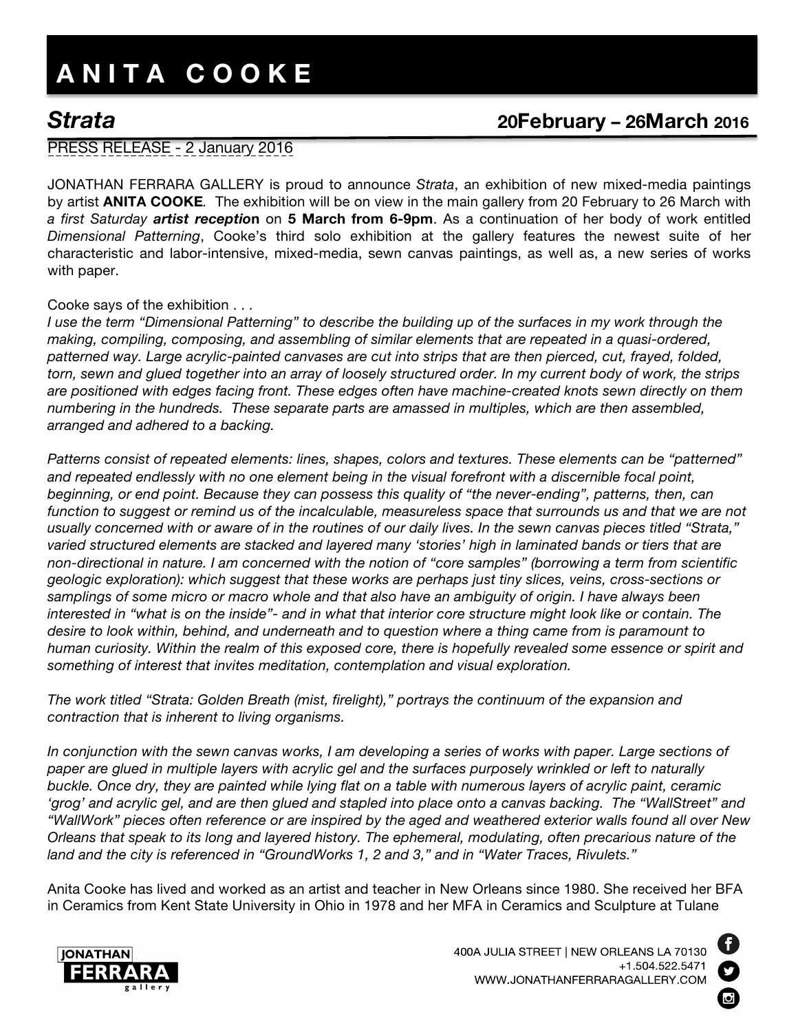# ANITA COOKE

## *Strata* 20February – 26March 2016

PRESS RELEASE - 2 January 2016

JONATHAN FERRARA GALLERY is proud to announce *Strata*, an exhibition of new mixed-media paintings by artist **ANITA COOKE**. The exhibition will be on view in the main gallery from 20 February to 26 March with *a first Saturday* ***artist receptio*****n** on **5 March from 6-9pm**. As a continuation of her body of work entitled *Dimensional Patterning*, Cooke's third solo exhibition at the gallery features the newest suite of her characteristic and labor-intensive, mixed-media, sewn canvas paintings, as well as, a new series of works with paper.

Cooke says of the exhibition . . .

*I use the term "Dimensional Patterning" to describe the building up of the surfaces in my work through the making, compiling, composing, and assembling of similar elements that are repeated in a quasi-ordered, patterned way. Large acrylic-painted canvases are cut into strips that are then pierced, cut, frayed, folded, torn, sewn and glued together into an array of loosely structured order. In my current body of work, the strips are positioned with edges facing front. These edges often have machine-created knots sewn directly on them numbering in the hundreds. These separate parts are amassed in multiples, which are then assembled, arranged and adhered to a backing.*

*Patterns consist of repeated elements: lines, shapes, colors and textures. These elements can be "patterned" and repeated endlessly with no one element being in the visual forefront with a discernible focal point, beginning, or end point. Because they can possess this quality of "the never-ending", patterns, then, can function to suggest or remind us of the incalculable, measureless space that surrounds us and that we are not usually concerned with or aware of in the routines of our daily lives. In the sewn canvas pieces titled "Strata," varied structured elements are stacked and layered many 'stories' high in laminated bands or tiers that are non-directional in nature. I am concerned with the notion of "core samples" (borrowing a term from scientific geologic exploration): which suggest that these works are perhaps just tiny slices, veins, cross-sections or samplings of some micro or macro whole and that also have an ambiguity of origin. I have always been interested in "what is on the inside"- and in what that interior core structure might look like or contain. The desire to look within, behind, and underneath and to question where a thing came from is paramount to human curiosity. Within the realm of this exposed core, there is hopefully revealed some essence or spirit and something of interest that invites meditation, contemplation and visual exploration.*

*The work titled "Strata: Golden Breath (mist, firelight)," portrays the continuum of the expansion and contraction that is inherent to living organisms.*

*In conjunction with the sewn canvas works, I am developing a series of works with paper. Large sections of paper are glued in multiple layers with acrylic gel and the surfaces purposely wrinkled or left to naturally buckle. Once dry, they are painted while lying flat on a table with numerous layers of acrylic paint, ceramic 'grog' and acrylic gel, and are then glued and stapled into place onto a canvas backing. The "WallStreet" and "WallWork" pieces often reference or are inspired by the aged and weathered exterior walls found all over New Orleans that speak to its long and layered history. The ephemeral, modulating, often precarious nature of the land and the city is referenced in "GroundWorks 1, 2 and 3," and in "Water Traces, Rivulets."*

Anita Cooke has lived and worked as an artist and teacher in New Orleans since 1980. She received her BFA in Ceramics from Kent State University in Ohio in 1978 and her MFA in Ceramics and Sculpture at Tulane

JONATHAN FERRARA gallery

400A JULIA STREET | NEW ORLEANS LA 70130
+1.504.522.5471
WWW.JONATHANFERRARAGALLERY.COM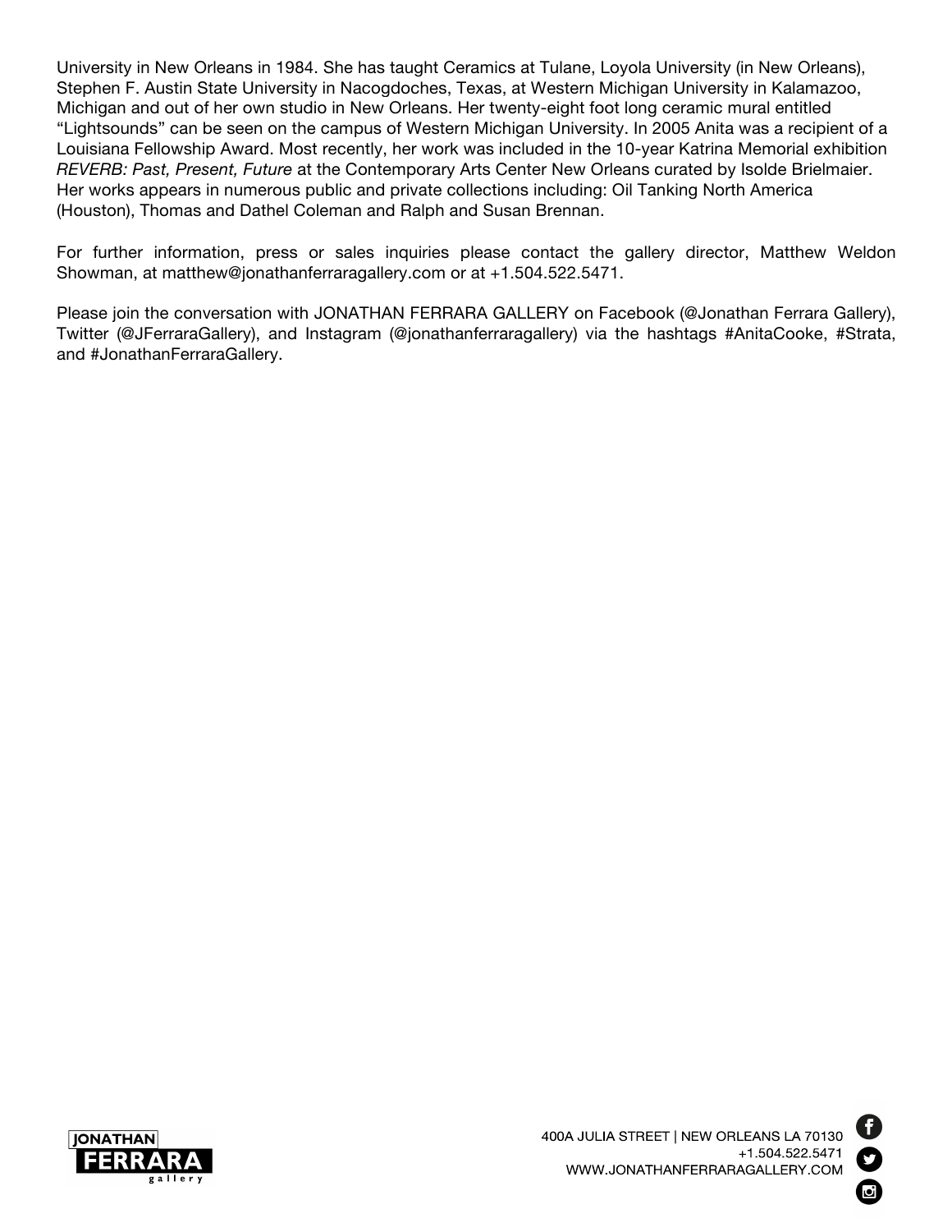University in New Orleans in 1984. She has taught Ceramics at Tulane, Loyola University (in New Orleans), Stephen F. Austin State University in Nacogdoches, Texas, at Western Michigan University in Kalamazoo, Michigan and out of her own studio in New Orleans. Her twenty-eight foot long ceramic mural entitled "Lightsounds" can be seen on the campus of Western Michigan University. In 2005 Anita was a recipient of a Louisiana Fellowship Award. Most recently, her work was included in the 10-year Katrina Memorial exhibition *REVERB: Past, Present, Future* at the Contemporary Arts Center New Orleans curated by Isolde Brielmaier. Her works appears in numerous public and private collections including: Oil Tanking North America (Houston), Thomas and Dathel Coleman and Ralph and Susan Brennan.

For further information, press or sales inquiries please contact the gallery director, Matthew Weldon Showman, at matthew@jonathanferraragallery.com or at +1.504.522.5471.

Please join the conversation with JONATHAN FERRARA GALLERY on Facebook (@Jonathan Ferrara Gallery), Twitter (@JFerraraGallery), and Instagram (@jonathanferraragallery) via the hashtags #AnitaCooke, #Strata, and #JonathanFerraraGallery.